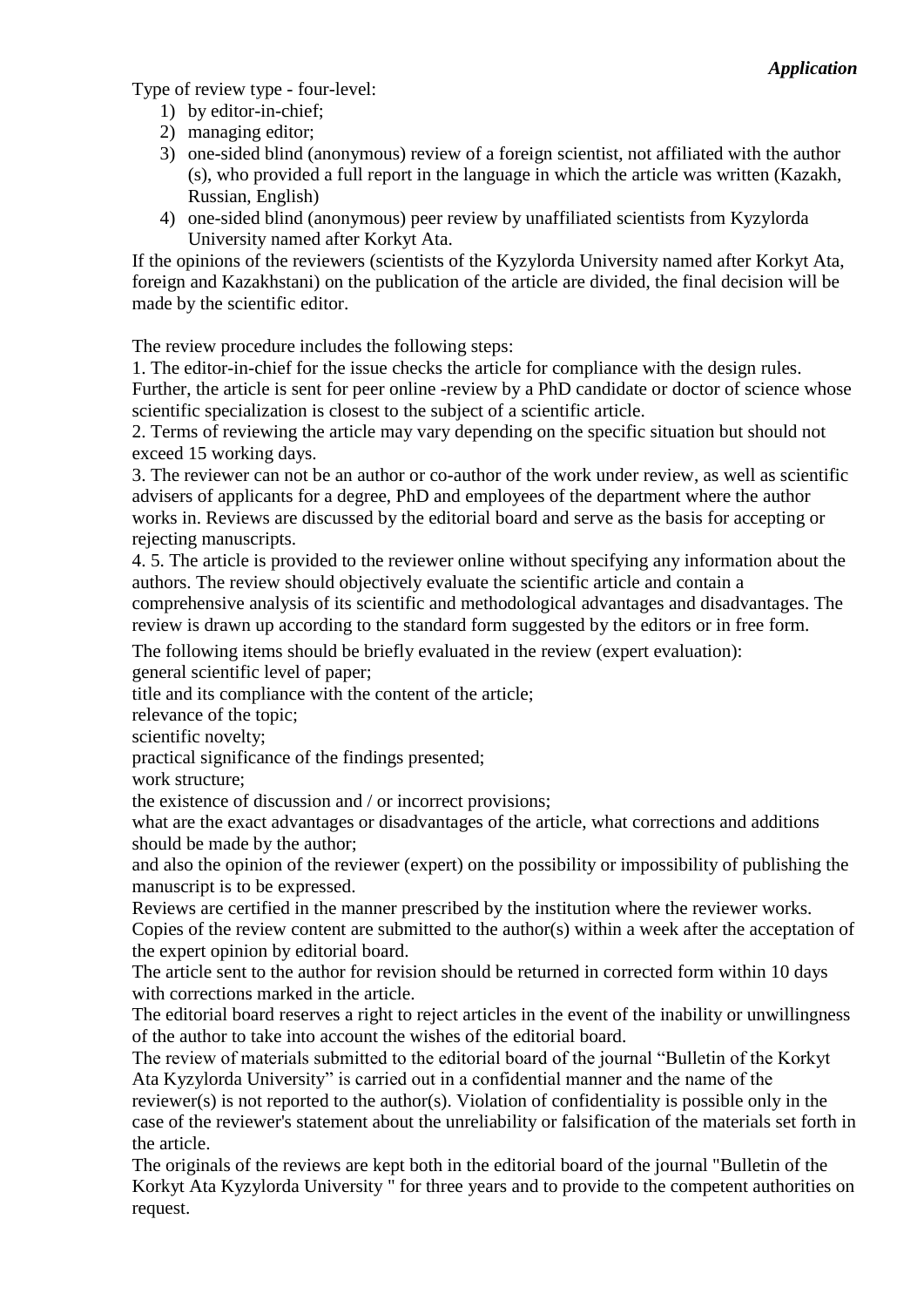*Application*

Type of review type - four-level:

1) by editor-in-chief;
2) managing editor;
3) one-sided blind (anonymous) review of a foreign scientist, not affiliated with the author (s), who provided a full report in the language in which the article was written (Kazakh, Russian, English)
4) one-sided blind (anonymous) peer review by unaffiliated scientists from Kyzylorda University named after Korkyt Ata.

If the opinions of the reviewers (scientists of the Kyzylorda University named after Korkyt Ata, foreign and Kazakhstani) on the publication of the article are divided, the final decision will be made by the scientific editor.

The review procedure includes the following steps:

1. The editor-in-chief for the issue checks the article for compliance with the design rules. Further, the article is sent for peer online -review by a PhD candidate or doctor of science whose scientific specialization is closest to the subject of a scientific article.
2. Terms of reviewing the article may vary depending on the specific situation but should not exceed 15 working days.
3. The reviewer can not be an author or co-author of the work under review, as well as scientific advisers of applicants for a degree, PhD and employees of the department where the author works in. Reviews are discussed by the editorial board and serve as the basis for accepting or rejecting manuscripts.
4. 5. The article is provided to the reviewer online without specifying any information about the authors. The review should objectively evaluate the scientific article and contain a comprehensive analysis of its scientific and methodological advantages and disadvantages. The review is drawn up according to the standard form suggested by the editors or in free form.

The following items should be briefly evaluated in the review (expert evaluation):
general scientific level of paper;
title and its compliance with the content of the article;
relevance of the topic;
scientific novelty;
practical significance of the findings presented;
work structure;
the existence of discussion and / or incorrect provisions;
what are the exact advantages or disadvantages of the article, what corrections and additions should be made by the author;
and also the opinion of the reviewer (expert) on the possibility or impossibility of publishing the manuscript is to be expressed.

Reviews are certified in the manner prescribed by the institution where the reviewer works.
Copies of the review content are submitted to the author(s) within a week after the acceptation of the expert opinion by editorial board.
The article sent to the author for revision should be returned in corrected form within 10 days with corrections marked in the article.
The editorial board reserves a right to reject articles in the event of the inability or unwillingness of the author to take into account the wishes of the editorial board.
The review of materials submitted to the editorial board of the journal "Bulletin of the Korkyt Ata Kyzylorda University" is carried out in a confidential manner and the name of the reviewer(s) is not reported to the author(s). Violation of confidentiality is possible only in the case of the reviewer's statement about the unreliability or falsification of the materials set forth in the article.
The originals of the reviews are kept both in the editorial board of the journal "Bulletin of the Korkyt Ata Kyzylorda University " for three years and to provide to the competent authorities on request.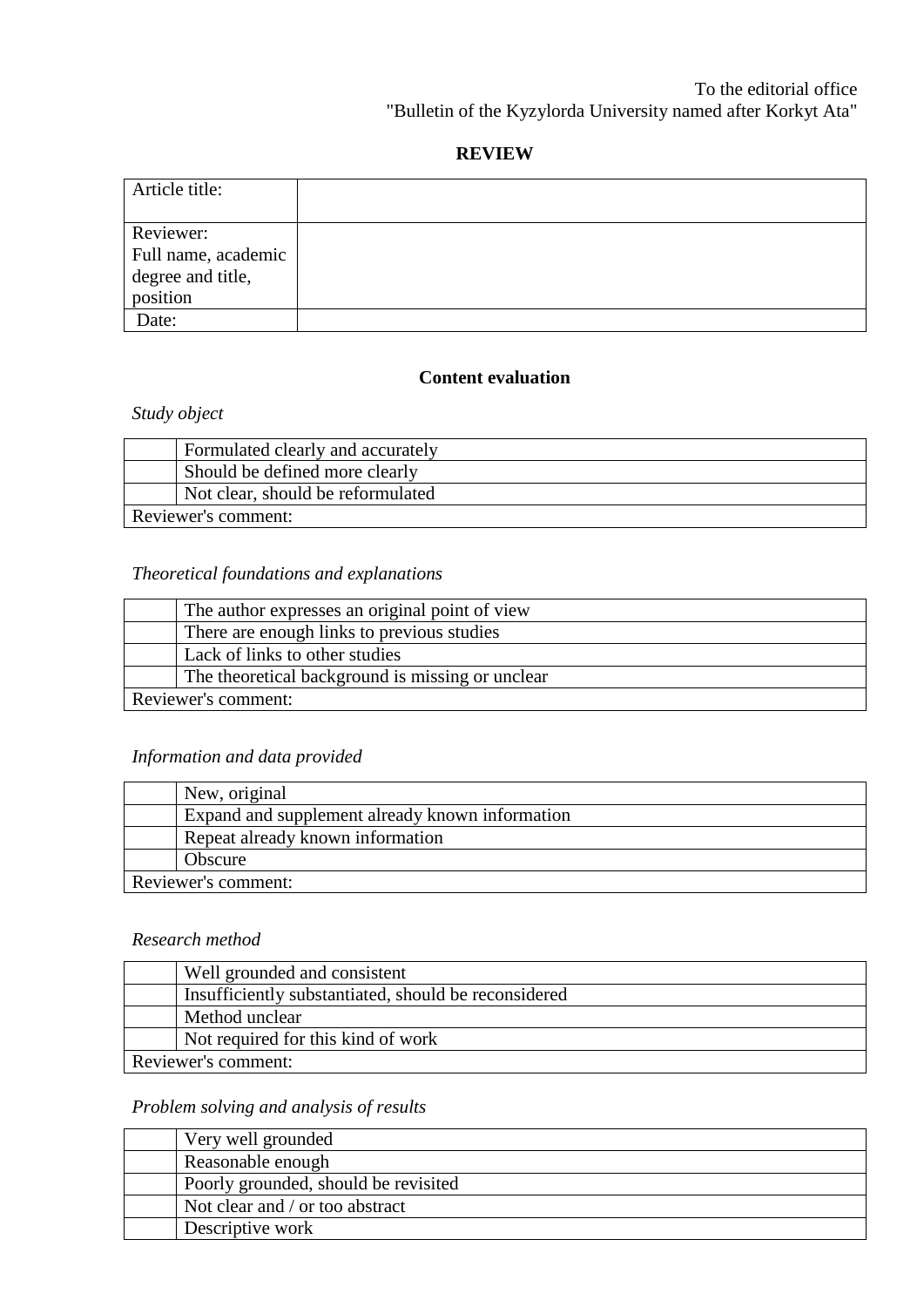To the editorial office
"Bulletin of the Kyzylorda University named after Korkyt Ata"

**REVIEW**

| Article title: | |
|---|---|
| Reviewer: Full name, academic degree and title, position | |
| Date: | |

**Content evaluation**

*Study object*

| | |
|---|---|
| | Formulated clearly and accurately |
| | Should be defined more clearly |
| | Not clear, should be reformulated |
| Reviewer's comment: | |

*Theoretical foundations and explanations*

| | |
|---|---|
| | The author expresses an original point of view |
| | There are enough links to previous studies |
| | Lack of links to other studies |
| | The theoretical background is missing or unclear |
| Reviewer's comment: | |

*Information and data provided*

| | |
|---|---|
| | New, original |
| | Expand and supplement already known information |
| | Repeat already known information |
| | Obscure |
| Reviewer's comment: | |

*Research method*

| | |
|---|---|
| | Well grounded and consistent |
| | Insufficiently substantiated, should be reconsidered |
| | Method unclear |
| | Not required for this kind of work |
| Reviewer's comment: | |

*Problem solving and analysis of results*

| | |
|---|---|
| | Very well grounded |
| | Reasonable enough |
| | Poorly grounded, should be revisited |
| | Not clear and / or too abstract |
| | Descriptive work |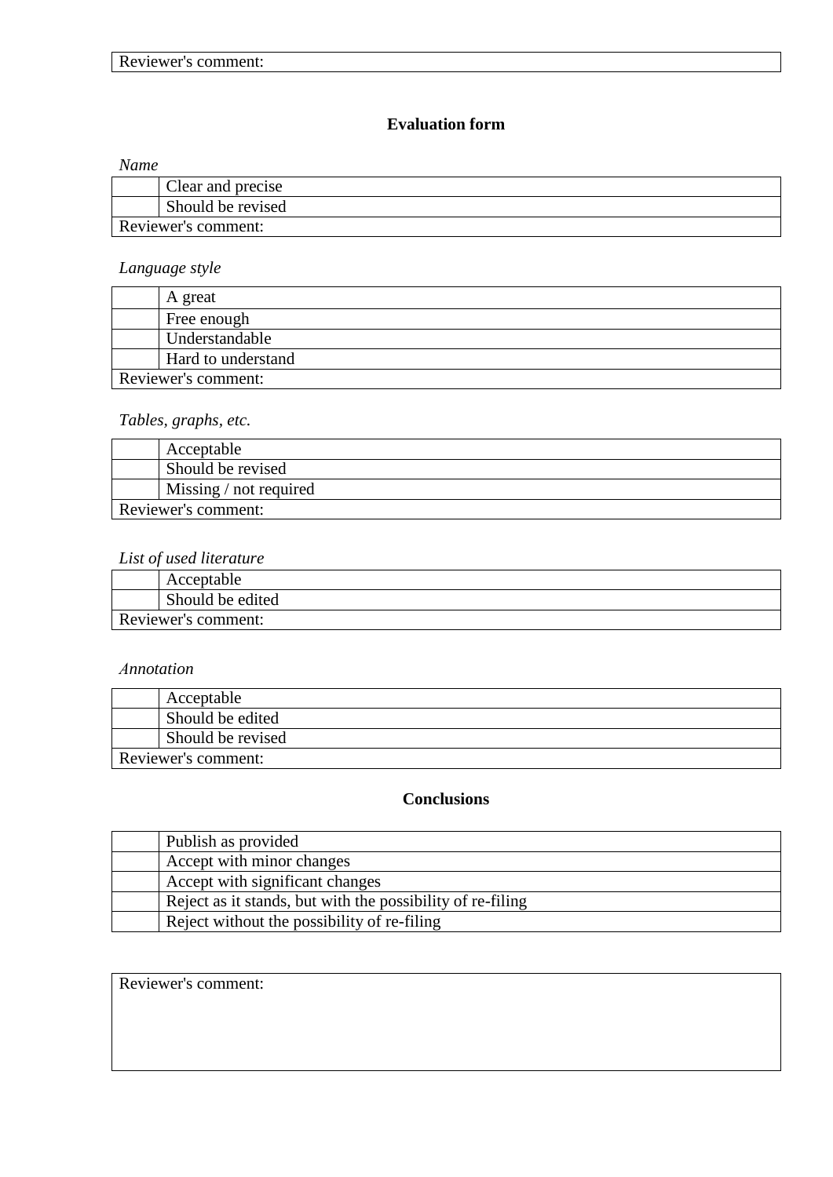| Reviewer's comment: |
|---|

## Evaluation form

*Name*

| | |
|---|---|
| | Clear and precise |
| | Should be revised |
| Reviewer's comment: | |

*Language style*

| | |
|---|---|
| | A great |
| | Free enough |
| | Understandable |
| | Hard to understand |
| Reviewer's comment: | |

*Tables, graphs, etc.*

| | |
|---|---|
| | Acceptable |
| | Should be revised |
| | Missing / not required |
| Reviewer's comment: | |

*List of used literature*

| | |
|---|---|
| | Acceptable |
| | Should be edited |
| Reviewer's comment: | |

*Annotation*

| | |
|---|---|
| | Acceptable |
| | Should be edited |
| | Should be revised |
| Reviewer's comment: | |

## Conclusions

| | |
|---|---|
| | Publish as provided |
| | Accept with minor changes |
| | Accept with significant changes |
| | Reject as it stands, but with the possibility of re-filing |
| | Reject without the possibility of re-filing |

| Reviewer's comment: |
|---|
| |